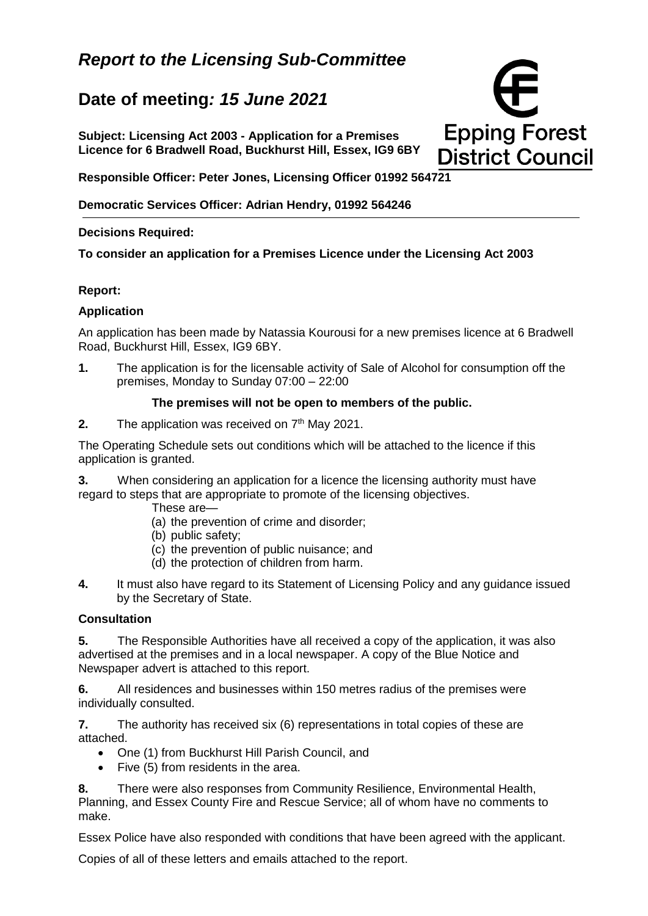# *Report to the Licensing Sub-Committee*

## **Date of meeting*: 15 June 2021***

**Subject: Licensing Act 2003 - Application for a Premises Licence for 6 Bradwell Road, Buckhurst Hill, Essex, IG9 6BY**

**Epping Forest District Council**

**Responsible Officer: Peter Jones, Licensing Officer 01992 564721**

**Democratic Services Officer: Adrian Hendry, 01992 564246**

---

**Decisions Required:**

**To consider an application for a Premises Licence under the Licensing Act 2003**

**Report:**

**Application**

An application has been made by Natassia Kourousi for a new premises licence at 6 Bradwell Road, Buckhurst Hill, Essex, IG9 6BY.

**1.** The application is for the licensable activity of Sale of Alcohol for consumption off the premises, Monday to Sunday 07:00 – 22:00

**The premises will not be open to members of the public.**

**2.** The application was received on 7th May 2021.

The Operating Schedule sets out conditions which will be attached to the licence if this application is granted.

**3.** When considering an application for a licence the licensing authority must have regard to steps that are appropriate to promote of the licensing objectives.

These are—

(a) the prevention of crime and disorder;
(b) public safety;
(c) the prevention of public nuisance; and
(d) the protection of children from harm.

**4.** It must also have regard to its Statement of Licensing Policy and any guidance issued by the Secretary of State.

**Consultation**

**5.** The Responsible Authorities have all received a copy of the application, it was also advertised at the premises and in a local newspaper. A copy of the Blue Notice and Newspaper advert is attached to this report.

**6.** All residences and businesses within 150 metres radius of the premises were individually consulted.

**7.** The authority has received six (6) representations in total copies of these are attached.

- One (1) from Buckhurst Hill Parish Council, and
- Five (5) from residents in the area.

**8.** There were also responses from Community Resilience, Environmental Health, Planning, and Essex County Fire and Rescue Service; all of whom have no comments to make.

Essex Police have also responded with conditions that have been agreed with the applicant.

Copies of all of these letters and emails attached to the report.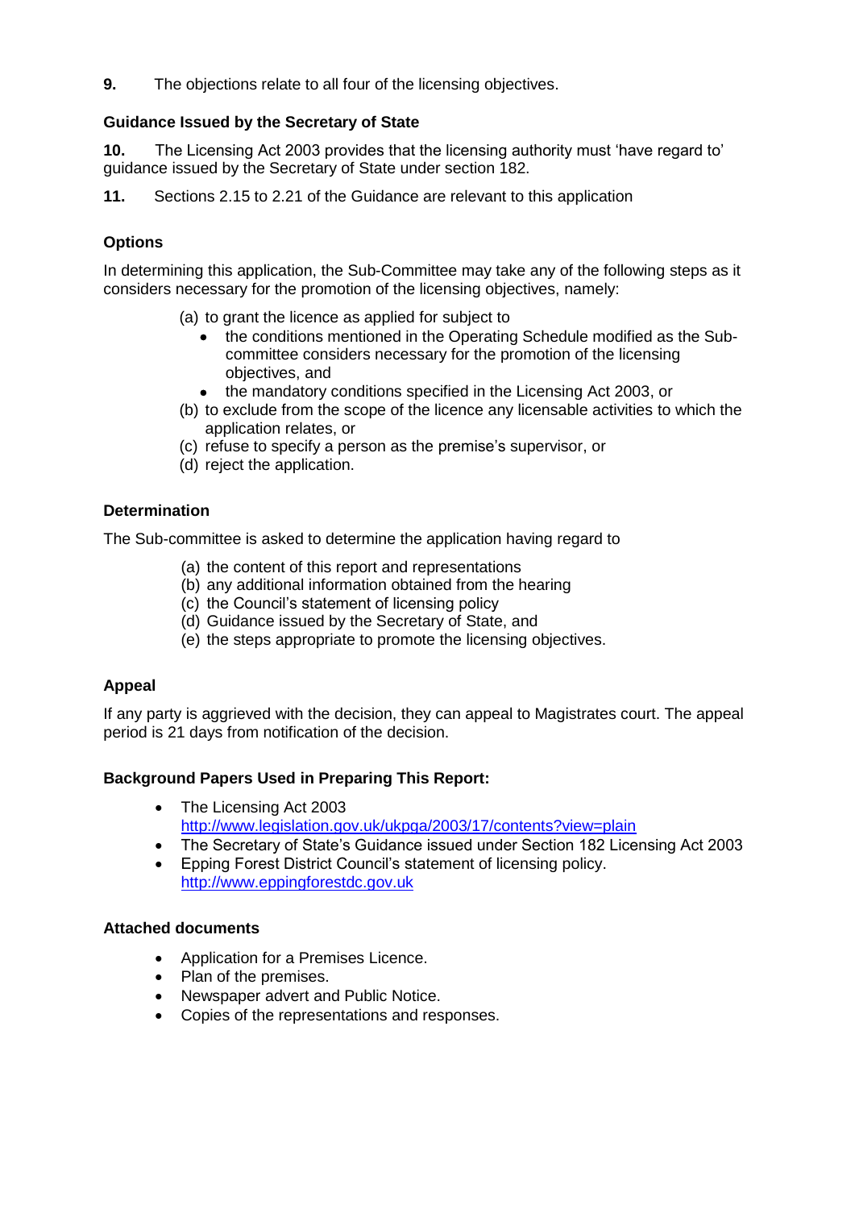**9.** The objections relate to all four of the licensing objectives.

**Guidance Issued by the Secretary of State**

**10.** The Licensing Act 2003 provides that the licensing authority must 'have regard to' guidance issued by the Secretary of State under section 182.

**11.** Sections 2.15 to 2.21 of the Guidance are relevant to this application

**Options**

In determining this application, the Sub-Committee may take any of the following steps as it considers necessary for the promotion of the licensing objectives, namely:

(a) to grant the licence as applied for subject to
  - the conditions mentioned in the Operating Schedule modified as the Sub-committee considers necessary for the promotion of the licensing objectives, and
  - the mandatory conditions specified in the Licensing Act 2003, or

(b) to exclude from the scope of the licence any licensable activities to which the application relates, or

(c) refuse to specify a person as the premise's supervisor, or

(d) reject the application.

**Determination**

The Sub-committee is asked to determine the application having regard to

(a) the content of this report and representations
(b) any additional information obtained from the hearing
(c) the Council's statement of licensing policy
(d) Guidance issued by the Secretary of State, and
(e) the steps appropriate to promote the licensing objectives.

**Appeal**

If any party is aggrieved with the decision, they can appeal to Magistrates court. The appeal period is 21 days from notification of the decision.

**Background Papers Used in Preparing This Report:**

- The Licensing Act 2003 http://www.legislation.gov.uk/ukpga/2003/17/contents?view=plain
- The Secretary of State's Guidance issued under Section 182 Licensing Act 2003
- Epping Forest District Council's statement of licensing policy. http://www.eppingforestdc.gov.uk

**Attached documents**

- Application for a Premises Licence.
- Plan of the premises.
- Newspaper advert and Public Notice.
- Copies of the representations and responses.